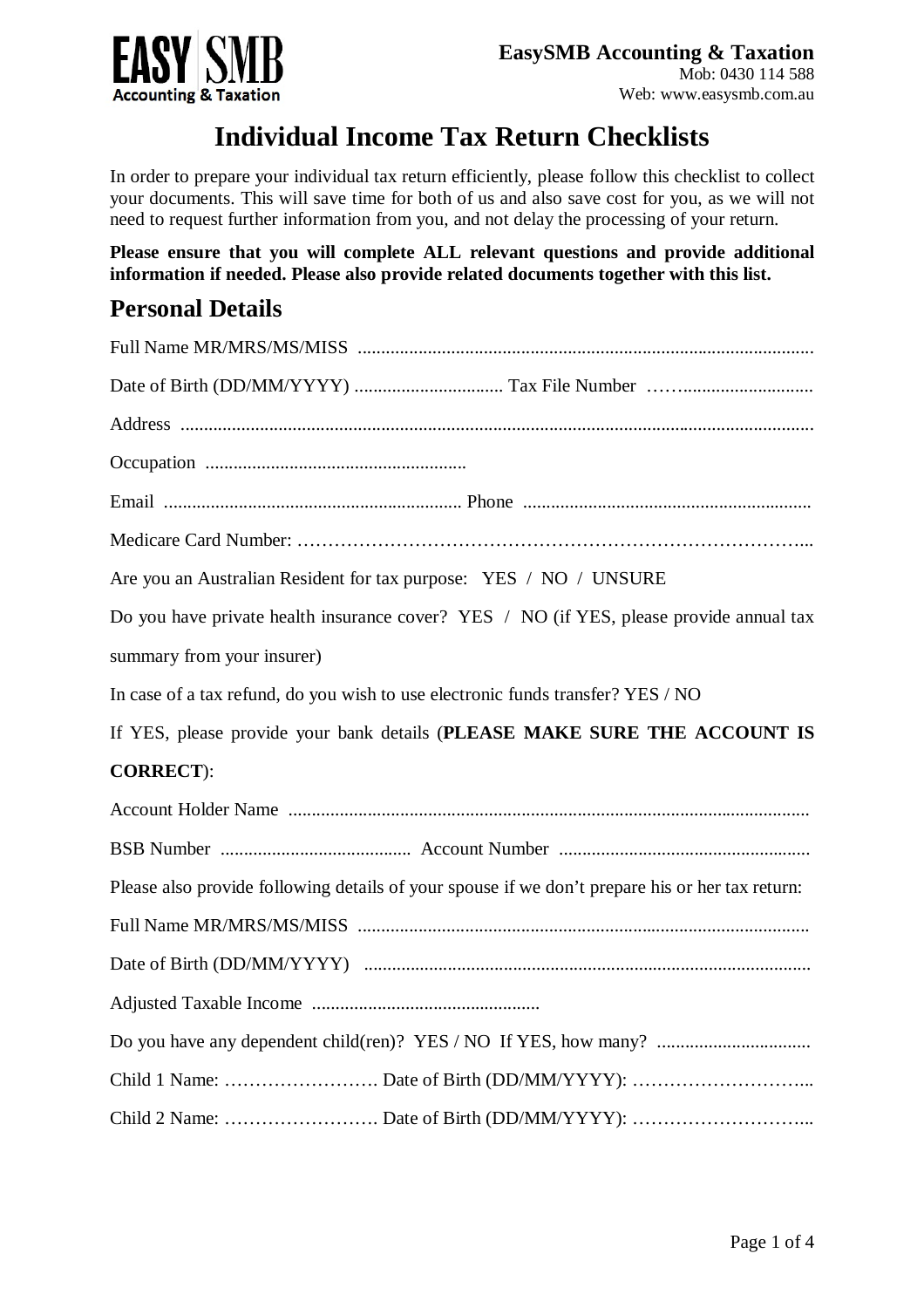**EasySMB Accounting & Taxation**
Mob: 0430 114 588
Web: www.easysmb.com.au

# Individual Income Tax Return Checklists

In order to prepare your individual tax return efficiently, please follow this checklist to collect your documents. This will save time for both of us and also save cost for you, as we will not need to request further information from you, and not delay the processing of your return.

**Please ensure that you will complete ALL relevant questions and provide additional information if needed. Please also provide related documents together with this list.**

## Personal Details

Full Name MR/MRS/MS/MISS ..................................................................................................

Date of Birth (DD/MM/YYYY) ................................ Tax File Number ……............................

Address .......................................................................................................................................

Occupation ........................................................

Email ............................................................... Phone .............................................................

Medicare Card Number: ………………………………………………………………………...

Are you an Australian Resident for tax purpose: YES / NO / UNSURE

Do you have private health insurance cover? YES / NO (if YES, please provide annual tax summary from your insurer)

In case of a tax refund, do you wish to use electronic funds transfer? YES / NO

If YES, please provide your bank details (**PLEASE MAKE SURE THE ACCOUNT IS CORRECT**):

Account Holder Name ...............................................................................................................

BSB Number ......................................... Account Number ......................................................

Please also provide following details of your spouse if we don't prepare his or her tax return:

Full Name MR/MRS/MS/MISS ................................................................................................

Date of Birth (DD/MM/YYYY) ...............................................................................................

Adjusted Taxable Income ................................................

Do you have any dependent child(ren)? YES / NO If YES, how many? .................................

Child 1 Name: ……………………. Date of Birth (DD/MM/YYYY): ………………………...

Child 2 Name: ……………………. Date of Birth (DD/MM/YYYY): ………………………...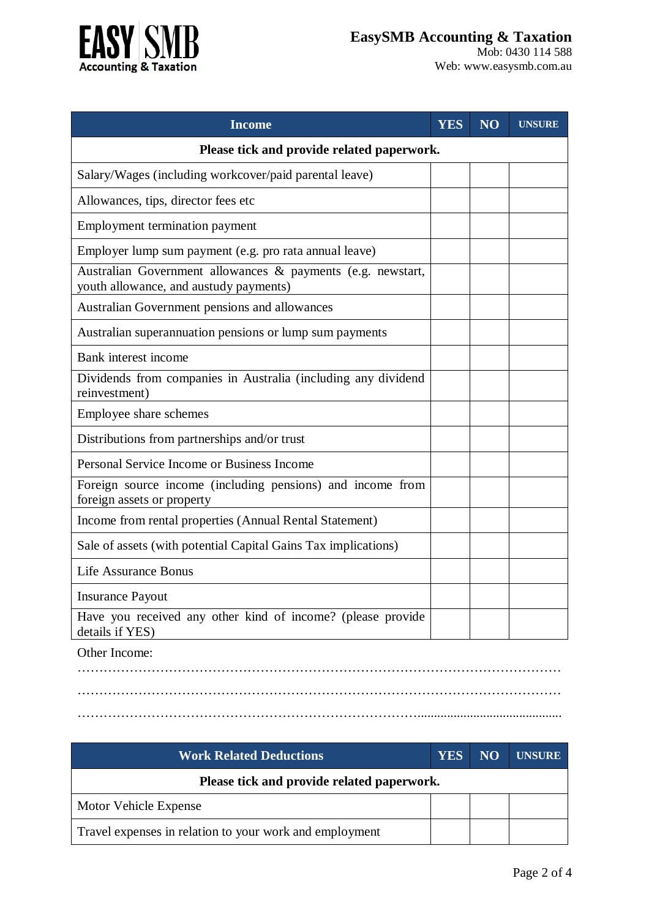**EASY SMB**
**Accounting & Taxation**

**EasySMB Accounting & Taxation**
Mob: 0430 114 588
Web: www.easysmb.com.au

| Income | YES | NO | UNSURE |
|---|---|---|---|
| **Please tick and provide related paperwork.** | | | |
| Salary/Wages (including workcover/paid parental leave) | | | |
| Allowances, tips, director fees etc | | | |
| Employment termination payment | | | |
| Employer lump sum payment (e.g. pro rata annual leave) | | | |
| Australian Government allowances & payments (e.g. newstart, youth allowance, and austudy payments) | | | |
| Australian Government pensions and allowances | | | |
| Australian superannuation pensions or lump sum payments | | | |
| Bank interest income | | | |
| Dividends from companies in Australia (including any dividend reinvestment) | | | |
| Employee share schemes | | | |
| Distributions from partnerships and/or trust | | | |
| Personal Service Income or Business Income | | | |
| Foreign source income (including pensions) and income from foreign assets or property | | | |
| Income from rental properties (Annual Rental Statement) | | | |
| Sale of assets (with potential Capital Gains Tax implications) | | | |
| Life Assurance Bonus | | | |
| Insurance Payout | | | |
| Have you received any other kind of income? (please provide details if YES) | | | |

Other Income:

…………………………………………………………………………………………………

…………………………………………………………………………………………………

…………………………………………………………………………………………………

| Work Related Deductions | YES | NO | UNSURE |
|---|---|---|---|
| **Please tick and provide related paperwork.** | | | |
| Motor Vehicle Expense | | | |
| Travel expenses in relation to your work and employment | | | |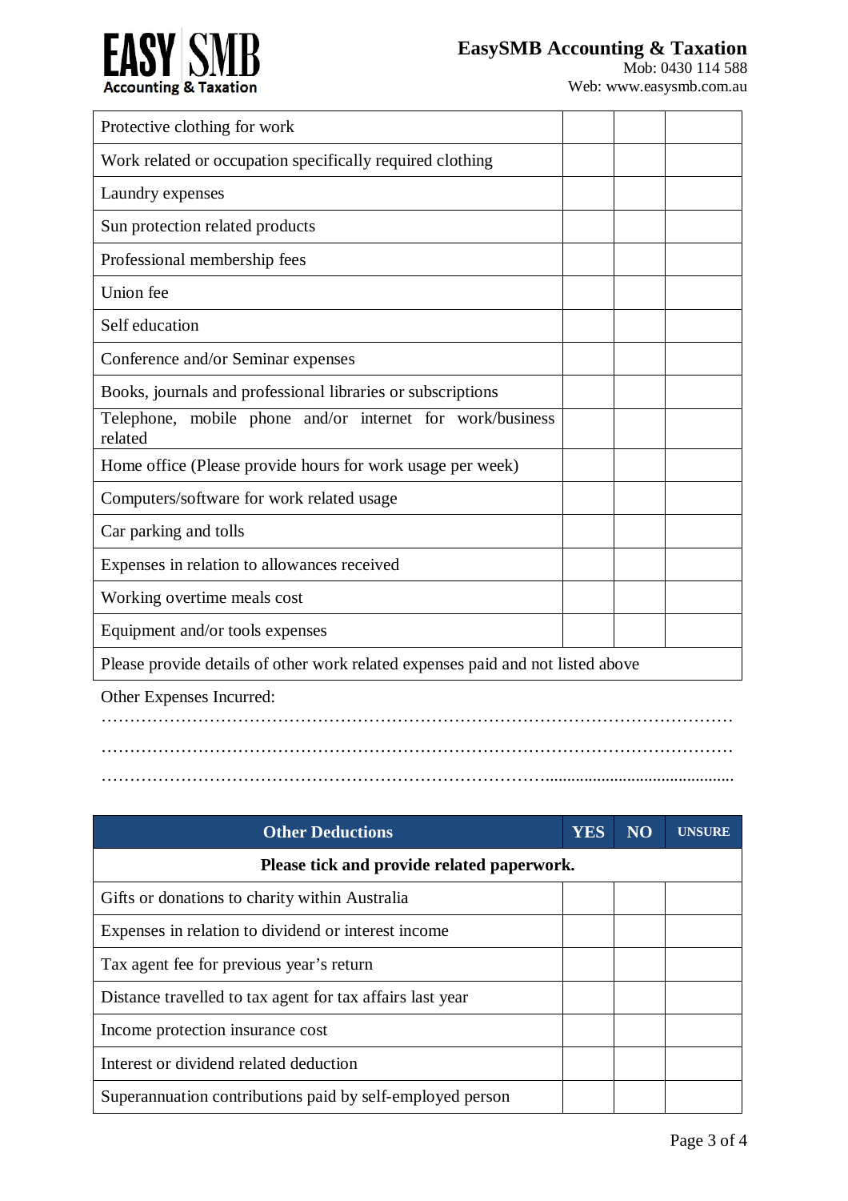| | | | |
|---|---|---|---|
| Protective clothing for work | | | |
| Work related or occupation specifically required clothing | | | |
| Laundry expenses | | | |
| Sun protection related products | | | |
| Professional membership fees | | | |
| Union fee | | | |
| Self education | | | |
| Conference and/or Seminar expenses | | | |
| Books, journals and professional libraries or subscriptions | | | |
| Telephone, mobile phone and/or internet for work/business related | | | |
| Home office (Please provide hours for work usage per week) | | | |
| Computers/software for work related usage | | | |
| Car parking and tolls | | | |
| Expenses in relation to allowances received | | | |
| Working overtime meals cost | | | |
| Equipment and/or tools expenses | | | |
| Please provide details of other work related expenses paid and not listed above | | | |

Other Expenses Incurred:

…………………………………………………………………………………………………

…………………………………………………………………………………………………

…………………………………………………………………………………………………

| Other Deductions | YES | NO | UNSURE |
|---|---|---|---|
| **Please tick and provide related paperwork.** | | | |
| Gifts or donations to charity within Australia | | | |
| Expenses in relation to dividend or interest income | | | |
| Tax agent fee for previous year's return | | | |
| Distance travelled to tax agent for tax affairs last year | | | |
| Income protection insurance cost | | | |
| Interest or dividend related deduction | | | |
| Superannuation contributions paid by self-employed person | | | |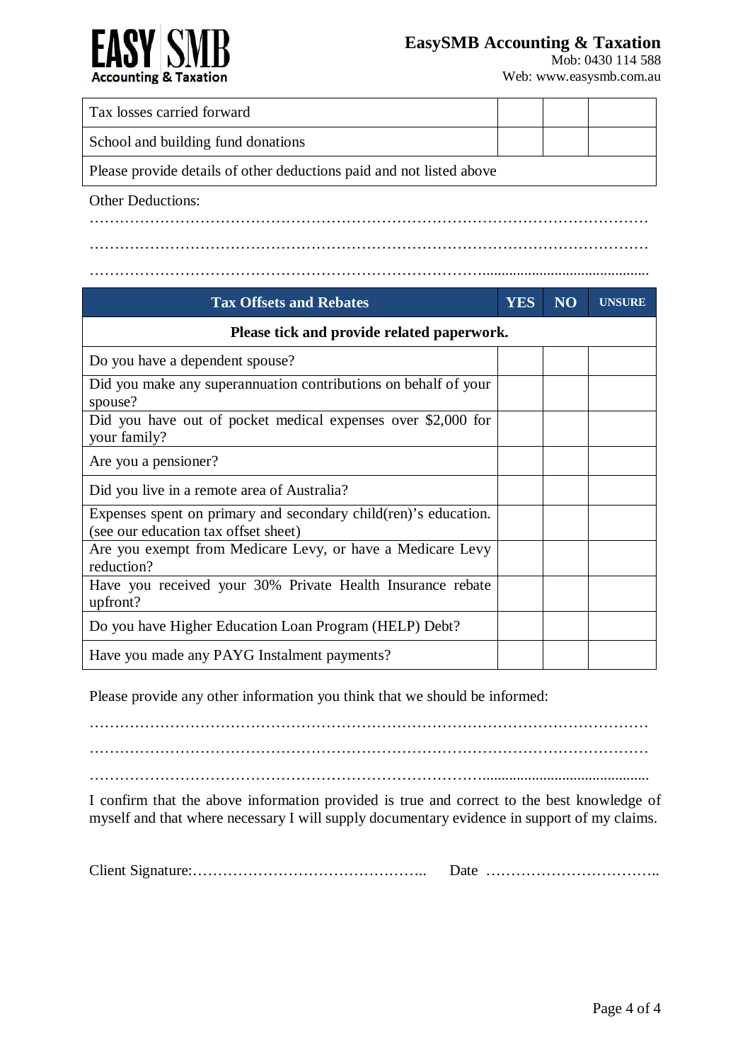| | | | |
|---|---|---|---|
| Tax losses carried forward | | | |
| School and building fund donations | | | |
| Please provide details of other deductions paid and not listed above | | | |

Other Deductions:

…………………………………………………………………………………………………

…………………………………………………………………………………………………

…………………………………………………………………………………………………

| Tax Offsets and Rebates | YES | NO | UNSURE |
|---|---|---|---|
| **Please tick and provide related paperwork.** | | | |
| Do you have a dependent spouse? | | | |
| Did you make any superannuation contributions on behalf of your spouse? | | | |
| Did you have out of pocket medical expenses over $2,000 for your family? | | | |
| Are you a pensioner? | | | |
| Did you live in a remote area of Australia? | | | |
| Expenses spent on primary and secondary child(ren)'s education. (see our education tax offset sheet) | | | |
| Are you exempt from Medicare Levy, or have a Medicare Levy reduction? | | | |
| Have you received your 30% Private Health Insurance rebate upfront? | | | |
| Do you have Higher Education Loan Program (HELP) Debt? | | | |
| Have you made any PAYG Instalment payments? | | | |

Please provide any other information you think that we should be informed:

…………………………………………………………………………………………………

…………………………………………………………………………………………………

…………………………………………………………………………………………………

I confirm that the above information provided is true and correct to the best knowledge of myself and that where necessary I will supply documentary evidence in support of my claims.

Client Signature:……………………………………….. Date ……………………………..